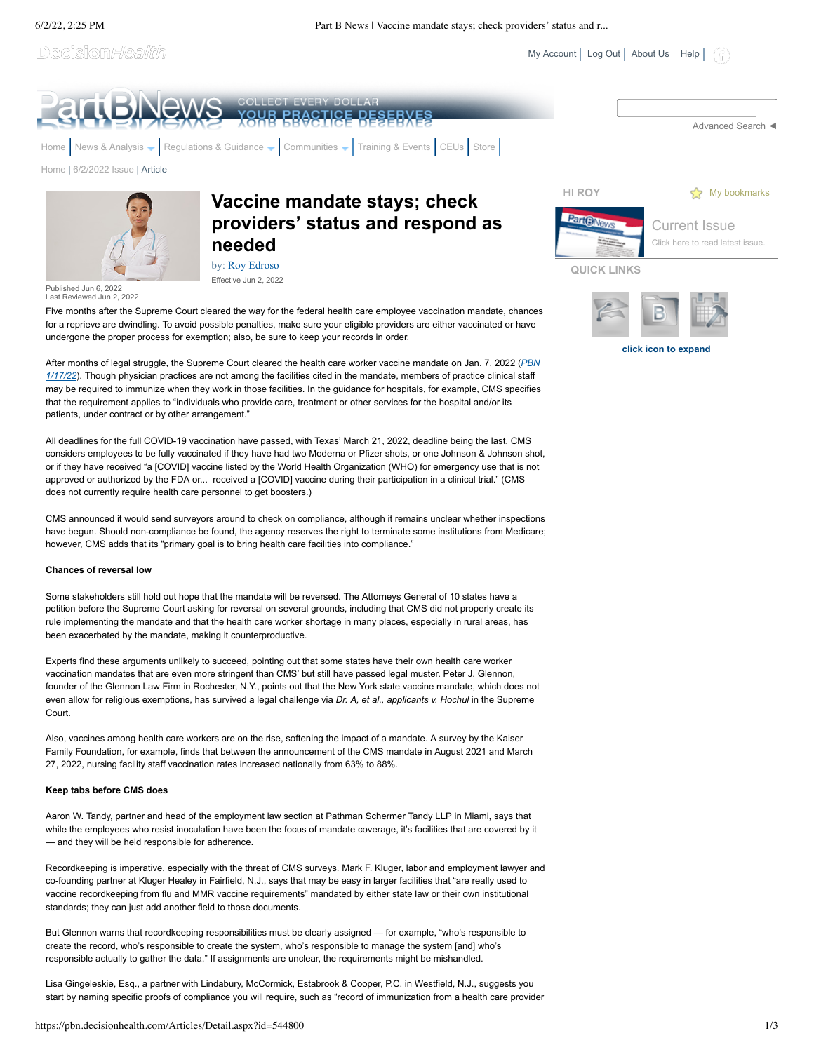# Vaccine mandate stays; check providers' status and respond as needed

by: Roy Edroso

Effective Jun 2, 2022

Published Jun 6, 2022
Last Reviewed Jun 2, 2022

Five months after the Supreme Court cleared the way for the federal health care employee vaccination mandate, chances for a reprieve are dwindling. To avoid possible penalties, make sure your eligible providers are either vaccinated or have undergone the proper process for exemption; also, be sure to keep your records in order.

After months of legal struggle, the Supreme Court cleared the health care worker vaccine mandate on Jan. 7, 2022 (*PBN 1/17/22*). Though physician practices are not among the facilities cited in the mandate, members of practice clinical staff may be required to immunize when they work in those facilities. In the guidance for hospitals, for example, CMS specifies that the requirement applies to "individuals who provide care, treatment or other services for the hospital and/or its patients, under contract or by other arrangement."

All deadlines for the full COVID-19 vaccination have passed, with Texas' March 21, 2022, deadline being the last. CMS considers employees to be fully vaccinated if they have had two Moderna or Pfizer shots, or one Johnson & Johnson shot, or if they have received "a [COVID] vaccine listed by the World Health Organization (WHO) for emergency use that is not approved or authorized by the FDA or... received a [COVID] vaccine during their participation in a clinical trial." (CMS does not currently require health care personnel to get boosters.)

CMS announced it would send surveyors around to check on compliance, although it remains unclear whether inspections have begun. Should non-compliance be found, the agency reserves the right to terminate some institutions from Medicare; however, CMS adds that its "primary goal is to bring health care facilities into compliance."

**Chances of reversal low**

Some stakeholders still hold out hope that the mandate will be reversed. The Attorneys General of 10 states have a petition before the Supreme Court asking for reversal on several grounds, including that CMS did not properly create its rule implementing the mandate and that the health care worker shortage in many places, especially in rural areas, has been exacerbated by the mandate, making it counterproductive.

Experts find these arguments unlikely to succeed, pointing out that some states have their own health care worker vaccination mandates that are even more stringent than CMS' but still have passed legal muster. Peter J. Glennon, founder of the Glennon Law Firm in Rochester, N.Y., points out that the New York state vaccine mandate, which does not even allow for religious exemptions, has survived a legal challenge via *Dr. A, et al., applicants v. Hochul* in the Supreme Court.

Also, vaccines among health care workers are on the rise, softening the impact of a mandate. A survey by the Kaiser Family Foundation, for example, finds that between the announcement of the CMS mandate in August 2021 and March 27, 2022, nursing facility staff vaccination rates increased nationally from 63% to 88%.

**Keep tabs before CMS does**

Aaron W. Tandy, partner and head of the employment law section at Pathman Schermer Tandy LLP in Miami, says that while the employees who resist inoculation have been the focus of mandate coverage, it's facilities that are covered by it — and they will be held responsible for adherence.

Recordkeeping is imperative, especially with the threat of CMS surveys. Mark F. Kluger, labor and employment lawyer and co-founding partner at Kluger Healey in Fairfield, N.J., says that may be easy in larger facilities that "are really used to vaccine recordkeeping from flu and MMR vaccine requirements" mandated by either state law or their own institutional standards; they can just add another field to those documents.

But Glennon warns that recordkeeping responsibilities must be clearly assigned — for example, "who's responsible to create the record, who's responsible to create the system, who's responsible to manage the system [and] who's responsible actually to gather the data." If assignments are unclear, the requirements might be mishandled.

Lisa Gingeleskie, Esq., a partner with Lindabury, McCormick, Estabrook & Cooper, P.C. in Westfield, N.J., suggests you start by naming specific proofs of compliance you will require, such as "record of immunization from a health care provider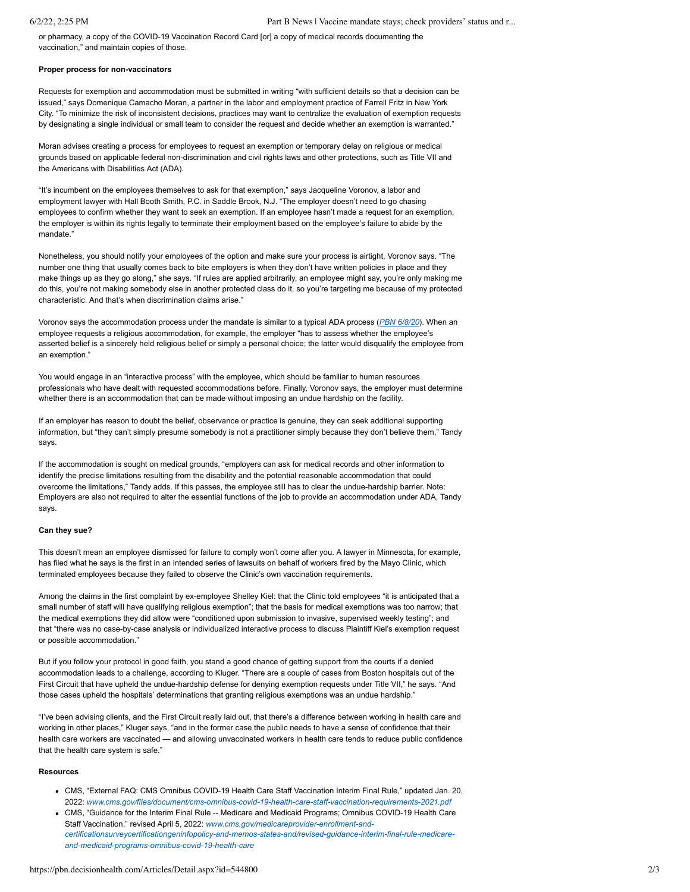or pharmacy, a copy of the COVID-19 Vaccination Record Card [or] a copy of medical records documenting the vaccination," and maintain copies of those.

**Proper process for non-vaccinators**

Requests for exemption and accommodation must be submitted in writing "with sufficient details so that a decision can be issued," says Domenique Camacho Moran, a partner in the labor and employment practice of Farrell Fritz in New York City. "To minimize the risk of inconsistent decisions, practices may want to centralize the evaluation of exemption requests by designating a single individual or small team to consider the request and decide whether an exemption is warranted."

Moran advises creating a process for employees to request an exemption or temporary delay on religious or medical grounds based on applicable federal non-discrimination and civil rights laws and other protections, such as Title VII and the Americans with Disabilities Act (ADA).

"It's incumbent on the employees themselves to ask for that exemption," says Jacqueline Voronov, a labor and employment lawyer with Hall Booth Smith, P.C. in Saddle Brook, N.J. "The employer doesn't need to go chasing employees to confirm whether they want to seek an exemption. If an employee hasn't made a request for an exemption, the employer is within its rights legally to terminate their employment based on the employee's failure to abide by the mandate."

Nonetheless, you should notify your employees of the option and make sure your process is airtight, Voronov says. "The number one thing that usually comes back to bite employers is when they don't have written policies in place and they make things up as they go along," she says. "If rules are applied arbitrarily, an employee might say, you're only making me do this, you're not making somebody else in another protected class do it, so you're targeting me because of my protected characteristic. And that's when discrimination claims arise."

Voronov says the accommodation process under the mandate is similar to a typical ADA process (*PBN 6/8/20*). When an employee requests a religious accommodation, for example, the employer "has to assess whether the employee's asserted belief is a sincerely held religious belief or simply a personal choice; the latter would disqualify the employee from an exemption."

You would engage in an "interactive process" with the employee, which should be familiar to human resources professionals who have dealt with requested accommodations before. Finally, Voronov says, the employer must determine whether there is an accommodation that can be made without imposing an undue hardship on the facility.

If an employer has reason to doubt the belief, observance or practice is genuine, they can seek additional supporting information, but "they can't simply presume somebody is not a practitioner simply because they don't believe them," Tandy says.

If the accommodation is sought on medical grounds, "employers can ask for medical records and other information to identify the precise limitations resulting from the disability and the potential reasonable accommodation that could overcome the limitations," Tandy adds. If this passes, the employee still has to clear the undue-hardship barrier. Note: Employers are also not required to alter the essential functions of the job to provide an accommodation under ADA, Tandy says.

**Can they sue?**

This doesn't mean an employee dismissed for failure to comply won't come after you. A lawyer in Minnesota, for example, has filed what he says is the first in an intended series of lawsuits on behalf of workers fired by the Mayo Clinic, which terminated employees because they failed to observe the Clinic's own vaccination requirements.

Among the claims in the first complaint by ex-employee Shelley Kiel: that the Clinic told employees "it is anticipated that a small number of staff will have qualifying religious exemption"; that the basis for medical exemptions was too narrow; that the medical exemptions they did allow were "conditioned upon submission to invasive, supervised weekly testing"; and that "there was no case-by-case analysis or individualized interactive process to discuss Plaintiff Kiel's exemption request or possible accommodation."

But if you follow your protocol in good faith, you stand a good chance of getting support from the courts if a denied accommodation leads to a challenge, according to Kluger. "There are a couple of cases from Boston hospitals out of the First Circuit that have upheld the undue-hardship defense for denying exemption requests under Title VII," he says. "And those cases upheld the hospitals' determinations that granting religious exemptions was an undue hardship."

"I've been advising clients, and the First Circuit really laid out, that there's a difference between working in health care and working in other places," Kluger says, "and in the former case the public needs to have a sense of confidence that their health care workers are vaccinated — and allowing unvaccinated workers in health care tends to reduce public confidence that the health care system is safe."

**Resources**

- CMS, "External FAQ: CMS Omnibus COVID-19 Health Care Staff Vaccination Interim Final Rule," updated Jan. 20, 2022: *www.cms.gov/files/document/cms-omnibus-covid-19-health-care-staff-vaccination-requirements-2021.pdf*
- CMS, "Guidance for the Interim Final Rule -- Medicare and Medicaid Programs; Omnibus COVID-19 Health Care Staff Vaccination," revised April 5, 2022: *www.cms.gov/medicareprovider-enrollment-and-certificationsurveycertificationgeninfopolicy-and-memos-states-and/revised-guidance-interim-final-rule-medicare-and-medicaid-programs-omnibus-covid-19-health-care*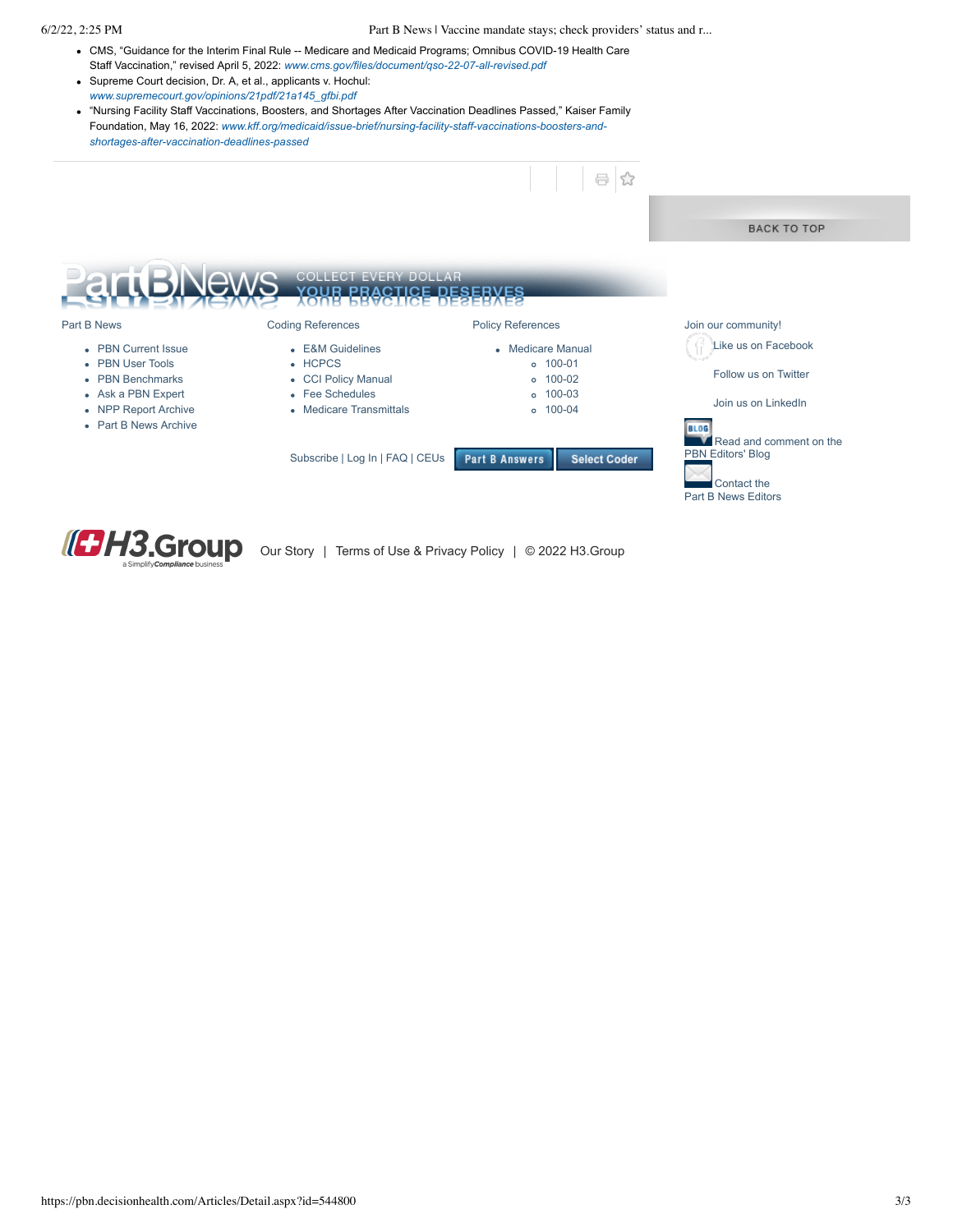- CMS, "Guidance for the Interim Final Rule -- Medicare and Medicaid Programs; Omnibus COVID-19 Health Care Staff Vaccination," revised April 5, 2022: *www.cms.gov/files/document/qso-22-07-all-revised.pdf*
- Supreme Court decision, Dr. A, et al., applicants v. Hochul: *www.supremecourt.gov/opinions/21pdf/21a145_gfbi.pdf*
- "Nursing Facility Staff Vaccinations, Boosters, and Shortages After Vaccination Deadlines Passed," Kaiser Family Foundation, May 16, 2022: *www.kff.org/medicaid/issue-brief/nursing-facility-staff-vaccinations-boosters-and-shortages-after-vaccination-deadlines-passed*

BACK TO TOP

PartBNews COLLECT EVERY DOLLAR YOUR PRACTICE DESERVES

Part B News

- PBN Current Issue
- PBN User Tools
- PBN Benchmarks
- Ask a PBN Expert
- NPP Report Archive
- Part B News Archive

Coding References

- E&M Guidelines
- HCPCS
- CCI Policy Manual
- Fee Schedules
- Medicare Transmittals

Policy References

- Medicare Manual
  - 100-01
  - 100-02
  - 100-03
  - 100-04

Join our community!

Like us on Facebook

Follow us on Twitter

Join us on LinkedIn

Read and comment on the PBN Editors' Blog

Contact the Part B News Editors

Subscribe | Log In | FAQ | CEUs Part B Answers Select Coder

H3.Group a SimplifyCompliance business Our Story | Terms of Use & Privacy Policy | © 2022 H3.Group